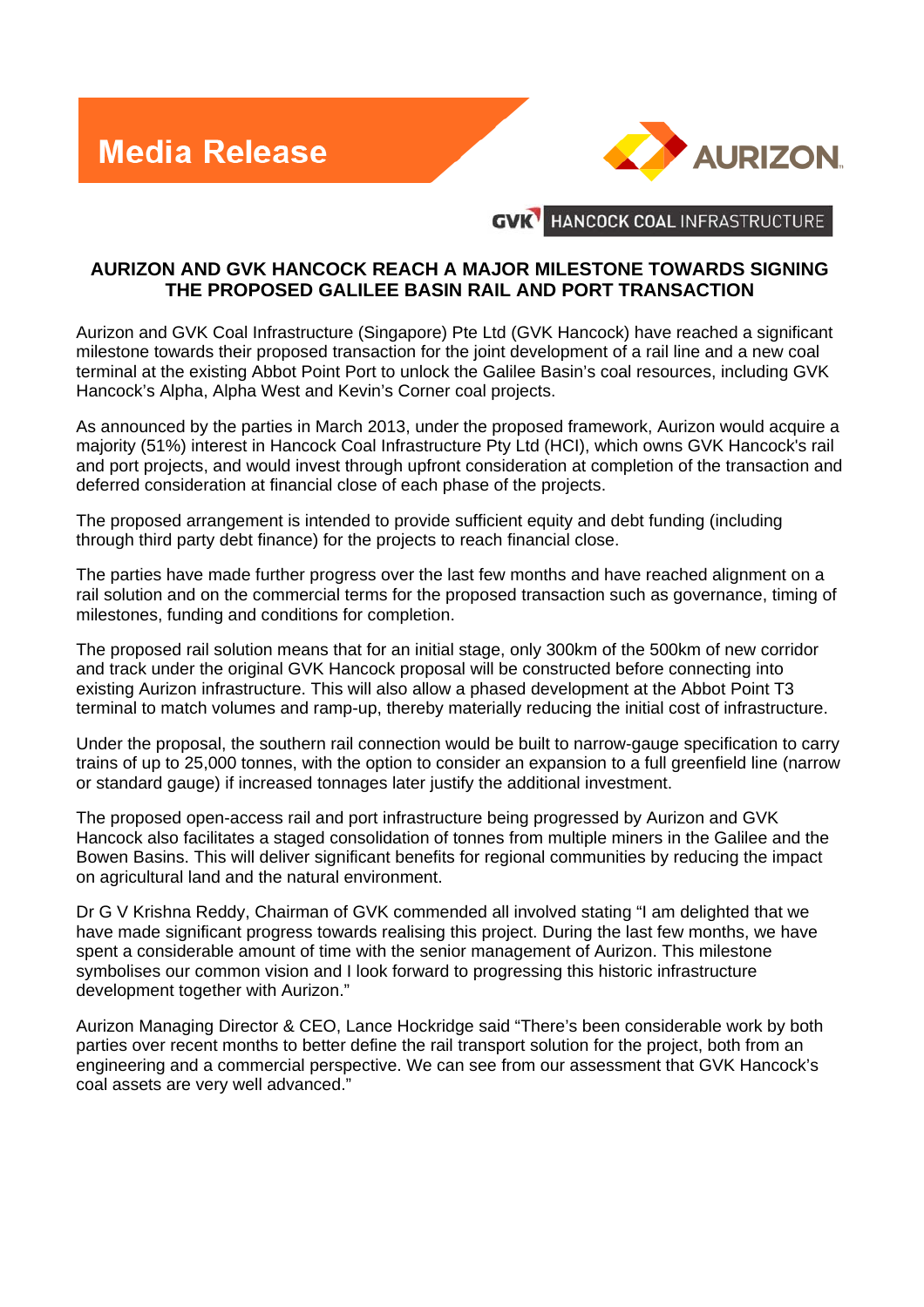# Media Release

AURIZON

GVK HANCOCK COAL INFRASTRUCTURE

## AURIZON AND GVK HANCOCK REACH A MAJOR MILESTONE TOWARDS SIGNING THE PROPOSED GALILEE BASIN RAIL AND PORT TRANSACTION

Aurizon and GVK Coal Infrastructure (Singapore) Pte Ltd (GVK Hancock) have reached a significant milestone towards their proposed transaction for the joint development of a rail line and a new coal terminal at the existing Abbot Point Port to unlock the Galilee Basin's coal resources, including GVK Hancock's Alpha, Alpha West and Kevin's Corner coal projects.

As announced by the parties in March 2013, under the proposed framework, Aurizon would acquire a majority (51%) interest in Hancock Coal Infrastructure Pty Ltd (HCI), which owns GVK Hancock's rail and port projects, and would invest through upfront consideration at completion of the transaction and deferred consideration at financial close of each phase of the projects.

The proposed arrangement is intended to provide sufficient equity and debt funding (including through third party debt finance) for the projects to reach financial close.

The parties have made further progress over the last few months and have reached alignment on a rail solution and on the commercial terms for the proposed transaction such as governance, timing of milestones, funding and conditions for completion.

The proposed rail solution means that for an initial stage, only 300km of the 500km of new corridor and track under the original GVK Hancock proposal will be constructed before connecting into existing Aurizon infrastructure. This will also allow a phased development at the Abbot Point T3 terminal to match volumes and ramp-up, thereby materially reducing the initial cost of infrastructure.

Under the proposal, the southern rail connection would be built to narrow-gauge specification to carry trains of up to 25,000 tonnes, with the option to consider an expansion to a full greenfield line (narrow or standard gauge) if increased tonnages later justify the additional investment.

The proposed open-access rail and port infrastructure being progressed by Aurizon and GVK Hancock also facilitates a staged consolidation of tonnes from multiple miners in the Galilee and the Bowen Basins. This will deliver significant benefits for regional communities by reducing the impact on agricultural land and the natural environment.

Dr G V Krishna Reddy, Chairman of GVK commended all involved stating "I am delighted that we have made significant progress towards realising this project. During the last few months, we have spent a considerable amount of time with the senior management of Aurizon. This milestone symbolises our common vision and I look forward to progressing this historic infrastructure development together with Aurizon."

Aurizon Managing Director & CEO, Lance Hockridge said "There's been considerable work by both parties over recent months to better define the rail transport solution for the project, both from an engineering and a commercial perspective. We can see from our assessment that GVK Hancock's coal assets are very well advanced."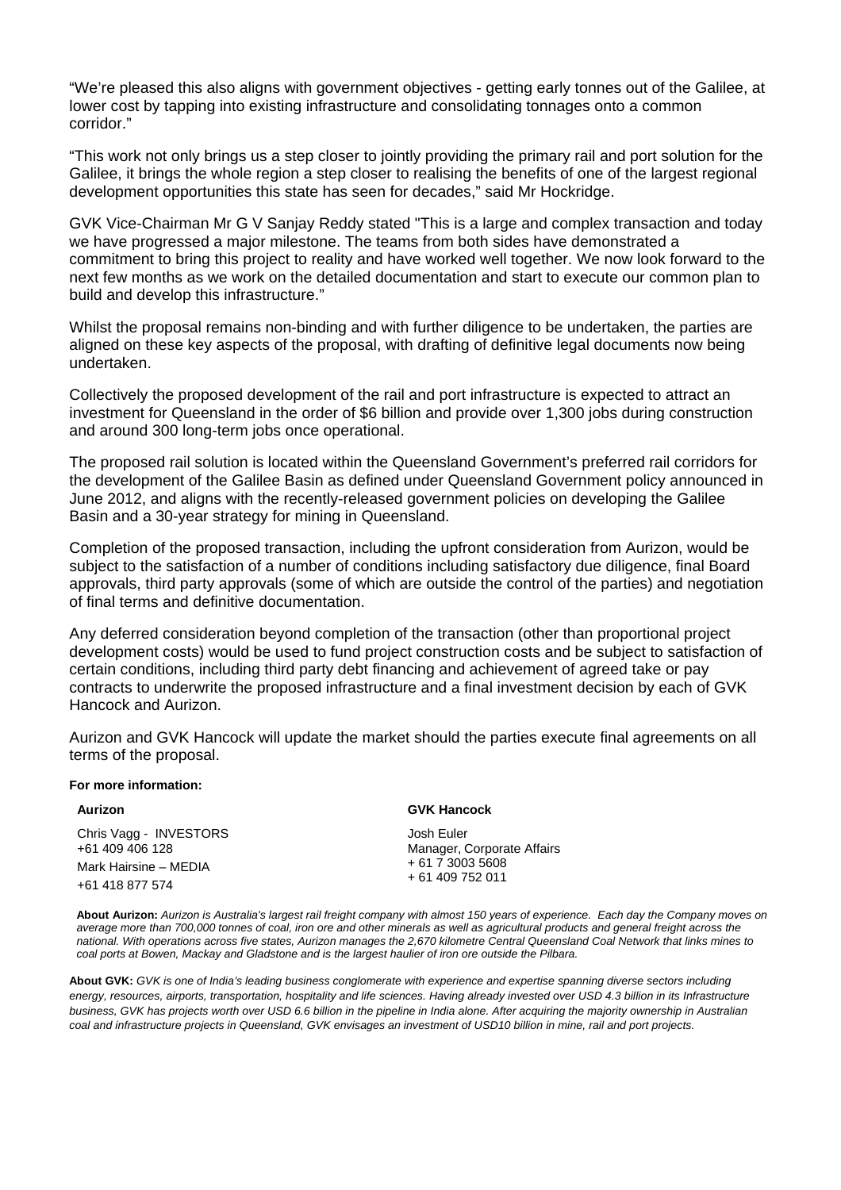"We're pleased this also aligns with government objectives - getting early tonnes out of the Galilee, at lower cost by tapping into existing infrastructure and consolidating tonnages onto a common corridor."

"This work not only brings us a step closer to jointly providing the primary rail and port solution for the Galilee, it brings the whole region a step closer to realising the benefits of one of the largest regional development opportunities this state has seen for decades," said Mr Hockridge.

GVK Vice-Chairman Mr G V Sanjay Reddy stated "This is a large and complex transaction and today we have progressed a major milestone. The teams from both sides have demonstrated a commitment to bring this project to reality and have worked well together. We now look forward to the next few months as we work on the detailed documentation and start to execute our common plan to build and develop this infrastructure."

Whilst the proposal remains non-binding and with further diligence to be undertaken, the parties are aligned on these key aspects of the proposal, with drafting of definitive legal documents now being undertaken.

Collectively the proposed development of the rail and port infrastructure is expected to attract an investment for Queensland in the order of $6 billion and provide over 1,300 jobs during construction and around 300 long-term jobs once operational.

The proposed rail solution is located within the Queensland Government's preferred rail corridors for the development of the Galilee Basin as defined under Queensland Government policy announced in June 2012, and aligns with the recently-released government policies on developing the Galilee Basin and a 30-year strategy for mining in Queensland.

Completion of the proposed transaction, including the upfront consideration from Aurizon, would be subject to the satisfaction of a number of conditions including satisfactory due diligence, final Board approvals, third party approvals (some of which are outside the control of the parties) and negotiation of final terms and definitive documentation.

Any deferred consideration beyond completion of the transaction (other than proportional project development costs) would be used to fund project construction costs and be subject to satisfaction of certain conditions, including third party debt financing and achievement of agreed take or pay contracts to underwrite the proposed infrastructure and a final investment decision by each of GVK Hancock and Aurizon.

Aurizon and GVK Hancock will update the market should the parties execute final agreements on all terms of the proposal.

**For more information:**

**Aurizon**

Chris Vagg - INVESTORS
+61 409 406 128
Mark Hairsine – MEDIA
+61 418 877 574

**GVK Hancock**

Josh Euler
Manager, Corporate Affairs
+ 61 7 3003 5608
+ 61 409 752 011

**About Aurizon:** *Aurizon is Australia's largest rail freight company with almost 150 years of experience. Each day the Company moves on average more than 700,000 tonnes of coal, iron ore and other minerals as well as agricultural products and general freight across the national. With operations across five states, Aurizon manages the 2,670 kilometre Central Queensland Coal Network that links mines to coal ports at Bowen, Mackay and Gladstone and is the largest haulier of iron ore outside the Pilbara.*

**About GVK:** *GVK is one of India's leading business conglomerate with experience and expertise spanning diverse sectors including energy, resources, airports, transportation, hospitality and life sciences. Having already invested over USD 4.3 billion in its Infrastructure business, GVK has projects worth over USD 6.6 billion in the pipeline in India alone. After acquiring the majority ownership in Australian coal and infrastructure projects in Queensland, GVK envisages an investment of USD10 billion in mine, rail and port projects.*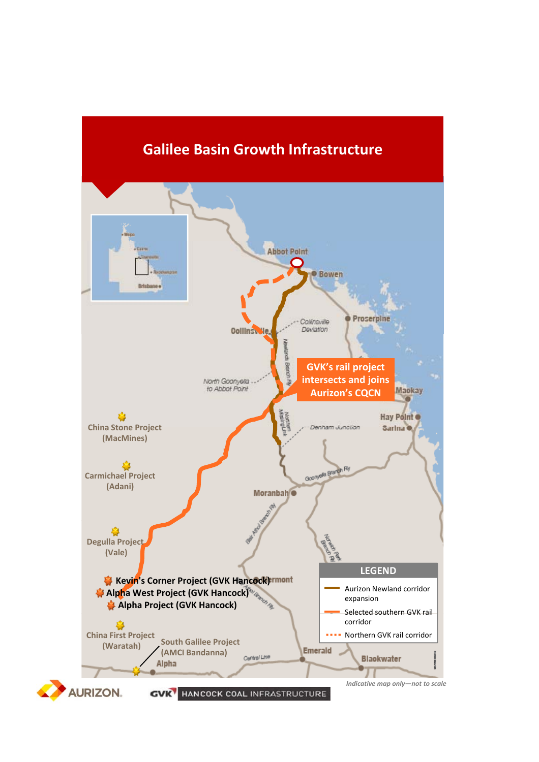# Galilee Basin Growth Infrastructure

Abbot Point

Bowen

Collinsville Deviation

Proserpine

Collinsville

Newlands Branch Rly

GVK's rail project intersects and joins Aurizon's CQCN

North Goonyella to Abbot Point

Mackay

Hay Point

Sarina

Northern Missing Link

Denham Junction

China Stone Project (MacMines)

Carmichael Project (Adani)

Goonyella Branch Rly

Moranbah

Blair Athol Branch Rly

Degulla Project (Vale)

Norwich Park Branch Rly

Kevin's Corner Project (GVK Hancock)

Alpha West Project (GVK Hancock)

Alpha Project (GVK Hancock)

Clermont

Alpha Branch Rly

China First Project (Waratah)

South Galilee Project (AMCI Bandanna)

Alpha

Central Line

Emerald

Blackwater

**LEGEND**

- Aurizon Newland corridor expansion
- Selected southern GVK rail corridor
- Northern GVK rail corridor

*Indicative map only—not to scale*

AURIZON.

GVK HANCOCK COAL INFRASTRUCTURE